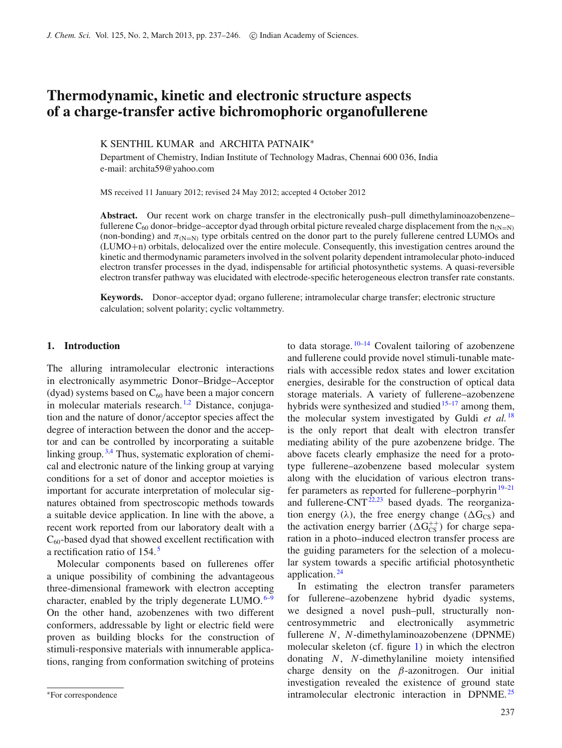# Thermodynamic, kinetic and electronic structure aspects of a charge-transfer active bichromophoric organofullerene

K SENTHIL KUMAR and ARCHITA PATNAIK*

Department of Chemistry, Indian Institute of Technology Madras, Chennai 600 036, India
e-mail: archita59@yahoo.com

MS received 11 January 2012; revised 24 May 2012; accepted 4 October 2012

**Abstract.** Our recent work on charge transfer in the electronically push–pull dimethylaminoazobenzene–fullerene $C_{60}$ donor–bridge–acceptor dyad through orbital picture revealed charge displacement from the $n_{(N=N)}$ (non-bonding) and $\pi_{(N=N)}$ type orbitals centred on the donor part to the purely fullerene centred LUMOs and (LUMO+n) orbitals, delocalized over the entire molecule. Consequently, this investigation centres around the kinetic and thermodynamic parameters involved in the solvent polarity dependent intramolecular photo-induced electron transfer processes in the dyad, indispensable for artificial photosynthetic systems. A quasi-reversible electron transfer pathway was elucidated with electrode-specific heterogeneous electron transfer rate constants.

**Keywords.** Donor–acceptor dyad; organo fullerene; intramolecular charge transfer; electronic structure calculation; solvent polarity; cyclic voltammetry.

## 1. Introduction

The alluring intramolecular electronic interactions in electronically asymmetric Donor–Bridge–Acceptor (dyad) systems based on $C_{60}$ have been a major concern in molecular materials research.[1,2] Distance, conjugation and the nature of donor/acceptor species affect the degree of interaction between the donor and the acceptor and can be controlled by incorporating a suitable linking group.[3,4] Thus, systematic exploration of chemical and electronic nature of the linking group at varying conditions for a set of donor and acceptor moieties is important for accurate interpretation of molecular signatures obtained from spectroscopic methods towards a suitable device application. In line with the above, a recent work reported from our laboratory dealt with a $C_{60}$-based dyad that showed excellent rectification with a rectification ratio of 154.[5]

Molecular components based on fullerenes offer a unique possibility of combining the advantageous three-dimensional framework with electron accepting character, enabled by the triply degenerate LUMO.[6–9] On the other hand, azobenzenes with two different conformers, addressable by light or electric field were proven as building blocks for the construction of stimuli-responsive materials with innumerable applications, ranging from conformation switching of proteins to data storage.[10–14] Covalent tailoring of azobenzene and fullerene could provide novel stimuli-tunable materials with accessible redox states and lower excitation energies, desirable for the construction of optical data storage materials. A variety of fullerene–azobenzene hybrids were synthesized and studied[15–17] among them, the molecular system investigated by Guldi *et al.*[18] is the only report that dealt with electron transfer mediating ability of the pure azobenzene bridge. The above facets clearly emphasize the need for a prototype fullerene–azobenzene based molecular system along with the elucidation of various electron transfer parameters as reported for fullerene–porphyrin[19–21] and fullerene-CNT[22,23] based dyads. The reorganization energy ($\lambda$), the free energy change ($\Delta G_{CS}$) and the activation energy barrier ($\Delta G_{CS}^{++}$) for charge separation in a photo–induced electron transfer process are the guiding parameters for the selection of a molecular system towards a specific artificial photosynthetic application.[24]

In estimating the electron transfer parameters for fullerene–azobenzene hybrid dyadic systems, we designed a novel push–pull, structurally non-centrosymmetric and electronically asymmetric fullerene *N*, *N*-dimethylaminoazobenzene (DPNME) molecular skeleton (cf. figure 1) in which the electron donating *N*, *N*-dimethylaniline moiety intensified charge density on the $\beta$-azonitrogen. Our initial investigation revealed the existence of ground state intramolecular electronic interaction in DPNME.[25]

*For correspondence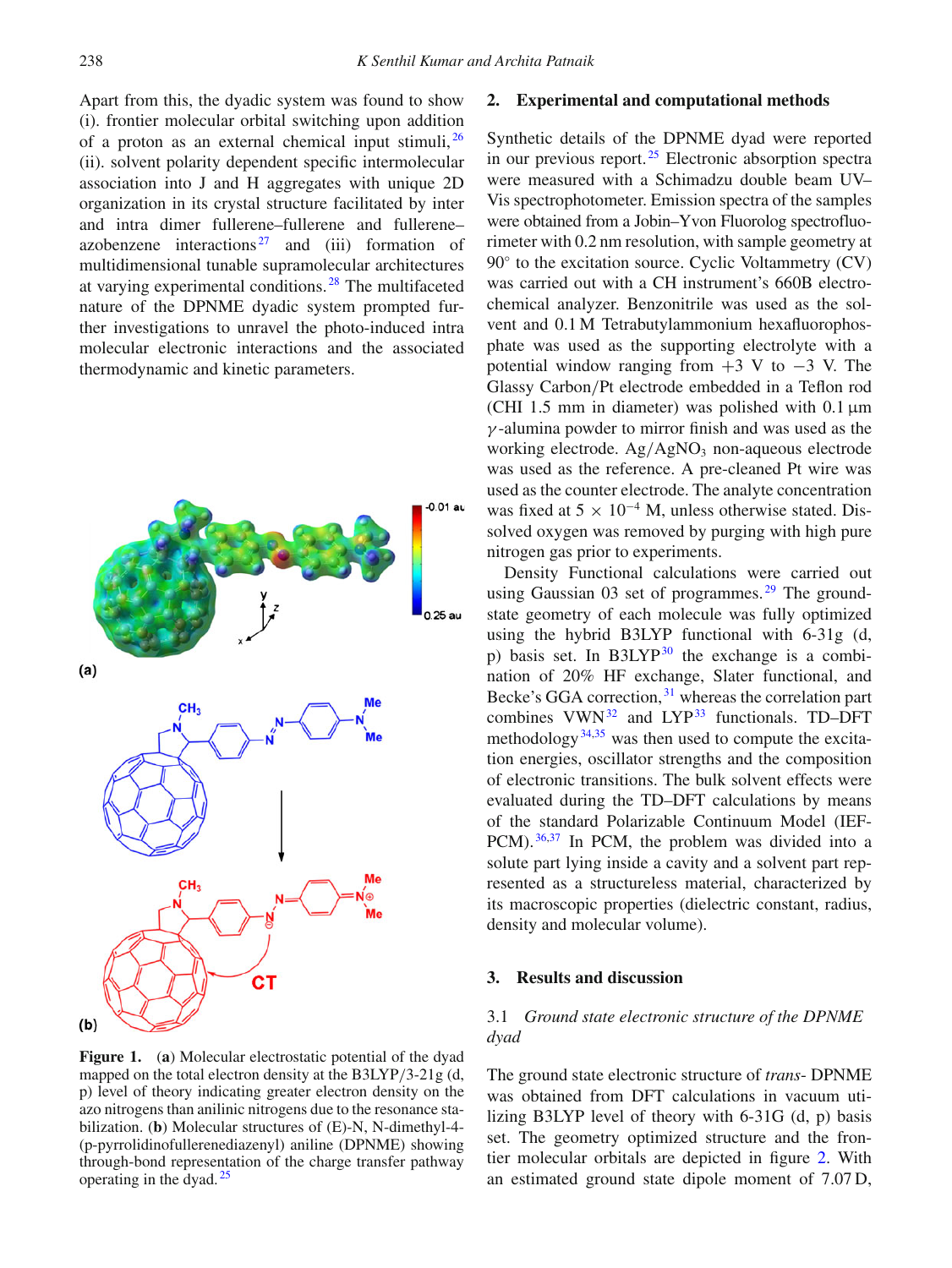Apart from this, the dyadic system was found to show (i). frontier molecular orbital switching upon addition of a proton as an external chemical input stimuli,[26] (ii). solvent polarity dependent specific intermolecular association into J and H aggregates with unique 2D organization in its crystal structure facilitated by inter and intra dimer fullerene–fullerene and fullerene–azobenzene interactions[27] and (iii) formation of multidimensional tunable supramolecular architectures at varying experimental conditions.[28] The multifaceted nature of the DPNME dyadic system prompted further investigations to unravel the photo-induced intra molecular electronic interactions and the associated thermodynamic and kinetic parameters.

**Figure 1.** (**a**) Molecular electrostatic potential of the dyad mapped on the total electron density at the B3LYP/3-21g (d, p) level of theory indicating greater electron density on the azo nitrogens than anilinic nitrogens due to the resonance stabilization. (**b**) Molecular structures of (E)-N, N-dimethyl-4-(p-pyrrolidinofullerenediazenyl) aniline (DPNME) showing through-bond representation of the charge transfer pathway operating in the dyad.[25]

## 2. Experimental and computational methods

Synthetic details of the DPNME dyad were reported in our previous report.[25] Electronic absorption spectra were measured with a Schimadzu double beam UV–Vis spectrophotometer. Emission spectra of the samples were obtained from a Jobin–Yvon Fluorolog spectrofluorimeter with 0.2 nm resolution, with sample geometry at 90° to the excitation source. Cyclic Voltammetry (CV) was carried out with a CH instrument's 660B electrochemical analyzer. Benzonitrile was used as the solvent and 0.1 M Tetrabutylammonium hexafluorophosphate was used as the supporting electrolyte with a potential window ranging from +3 V to −3 V. The Glassy Carbon/Pt electrode embedded in a Teflon rod (CHI 1.5 mm in diameter) was polished with 0.1 μm $\gamma$-alumina powder to mirror finish and was used as the working electrode. $Ag/AgNO_3$ non-aqueous electrode was used as the reference. A pre-cleaned Pt wire was used as the counter electrode. The analyte concentration was fixed at $5 \times 10^{-4}$ M, unless otherwise stated. Dissolved oxygen was removed by purging with high pure nitrogen gas prior to experiments.

Density Functional calculations were carried out using Gaussian 03 set of programmes.[29] The ground-state geometry of each molecule was fully optimized using the hybrid B3LYP functional with 6-31g (d, p) basis set. In B3LYP[30] the exchange is a combination of 20% HF exchange, Slater functional, and Becke's GGA correction,[31] whereas the correlation part combines VWN[32] and LYP[33] functionals. TD–DFT methodology[34,35] was then used to compute the excitation energies, oscillator strengths and the composition of electronic transitions. The bulk solvent effects were evaluated during the TD–DFT calculations by means of the standard Polarizable Continuum Model (IEF-PCM).[36,37] In PCM, the problem was divided into a solute part lying inside a cavity and a solvent part represented as a structureless material, characterized by its macroscopic properties (dielectric constant, radius, density and molecular volume).

## 3. Results and discussion

### 3.1 *Ground state electronic structure of the DPNME dyad*

The ground state electronic structure of *trans*- DPNME was obtained from DFT calculations in vacuum utilizing B3LYP level of theory with 6-31G (d, p) basis set. The geometry optimized structure and the frontier molecular orbitals are depicted in figure 2. With an estimated ground state dipole moment of 7.07 D,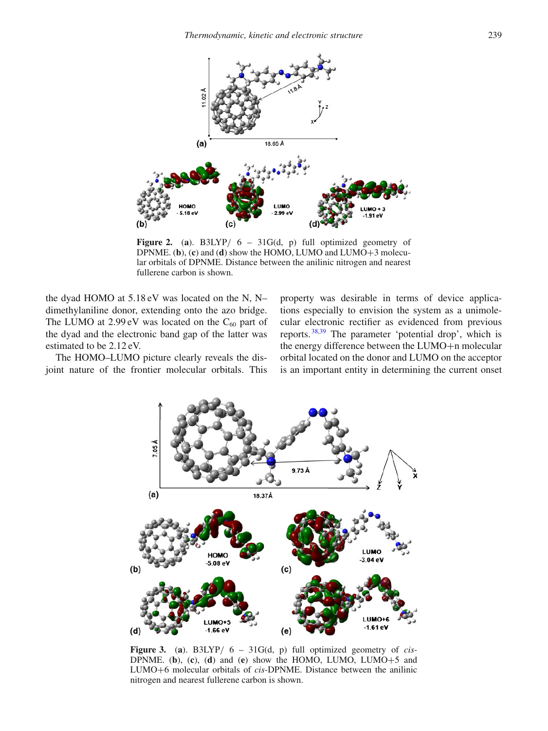**Figure 2.** (**a**). B3LYP/ 6 – 31G(d, p) full optimized geometry of DPNME. (**b**), (**c**) and (**d**) show the HOMO, LUMO and LUMO+3 molecular orbitals of DPNME. Distance between the anilinic nitrogen and nearest fullerene carbon is shown.

the dyad HOMO at 5.18 eV was located on the N, N–dimethylaniline donor, extending onto the azo bridge. The LUMO at 2.99 eV was located on the $C_{60}$ part of the dyad and the electronic band gap of the latter was estimated to be 2.12 eV.

The HOMO–LUMO picture clearly reveals the disjoint nature of the frontier molecular orbitals. This property was desirable in terms of device applications especially to envision the system as a unimolecular electronic rectifier as evidenced from previous reports.[38,39] The parameter 'potential drop', which is the energy difference between the LUMO+n molecular orbital located on the donor and LUMO on the acceptor is an important entity in determining the current onset

**Figure 3.** (**a**). B3LYP/ 6 – 31G(d, p) full optimized geometry of *cis*-DPNME. (**b**), (**c**), (**d**) and (**e**) show the HOMO, LUMO, LUMO+5 and LUMO+6 molecular orbitals of *cis*-DPNME. Distance between the anilinic nitrogen and nearest fullerene carbon is shown.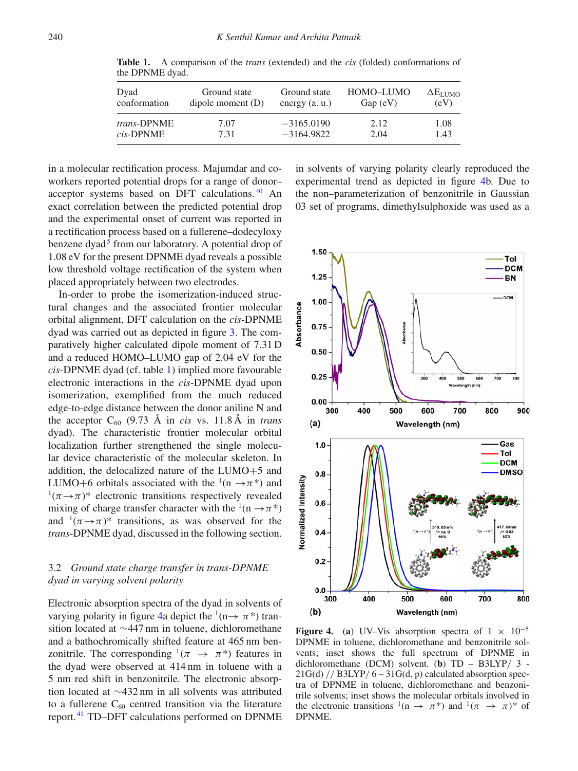**Table 1.** A comparison of the *trans* (extended) and the *cis* (folded) conformations of the DPNME dyad.

| Dyad conformation | Ground state dipole moment (D) | Ground state energy (a. u.) | HOMO–LUMO Gap (eV) | $\Delta E_{LUMO}$ (eV) |
|---|---|---|---|---|
| *trans*-DPNME | 7.07 | −3165.0190 | 2.12 | 1.08 |
| *cis*-DPNME | 7.31 | −3164.9822 | 2.04 | 1.43 |

in a molecular rectification process. Majumdar and co-workers reported potential drops for a range of donor–acceptor systems based on DFT calculations.[40] An exact correlation between the predicted potential drop and the experimental onset of current was reported in a rectification process based on a fullerene–dodecyloxy benzene dyad[5] from our laboratory. A potential drop of 1.08 eV for the present DPNME dyad reveals a possible low threshold voltage rectification of the system when placed appropriately between two electrodes.

In-order to probe the isomerization-induced structural changes and the associated frontier molecular orbital alignment, DFT calculation on the *cis*-DPNME dyad was carried out as depicted in figure 3. The comparatively higher calculated dipole moment of 7.31 D and a reduced HOMO–LUMO gap of 2.04 eV for the *cis*-DPNME dyad (cf. table 1) implied more favourable electronic interactions in the *cis*-DPNME dyad upon isomerization, exemplified from the much reduced edge-to-edge distance between the donor aniline N and the acceptor $C_{60}$ (9.73 Å in *cis* vs. 11.8 Å in *trans* dyad). The characteristic frontier molecular orbital localization further strengthened the single molecular device characteristic of the molecular skeleton. In addition, the delocalized nature of the LUMO+5 and LUMO+6 orbitals associated with the $^1(n \rightarrow \pi^*)$ and $^1(\pi \rightarrow \pi)^*$ electronic transitions respectively revealed mixing of charge transfer character with the $^1(n \rightarrow \pi^*)$ and $^1(\pi \rightarrow \pi)^*$ transitions, as was observed for the *trans*-DPNME dyad, discussed in the following section.

### 3.2 *Ground state charge transfer in trans-DPNME dyad in varying solvent polarity*

Electronic absorption spectra of the dyad in solvents of varying polarity in figure 4a depict the $^1(n \rightarrow \pi^*)$ transition located at ∼447 nm in toluene, dichloromethane and a bathochromically shifted feature at 465 nm benzonitrile. The corresponding $^1(\pi \rightarrow \pi^*)$ features in the dyad were observed at 414 nm in toluene with a 5 nm red shift in benzonitrile. The electronic absorption located at ∼432 nm in all solvents was attributed to a fullerene $C_{60}$ centred transition via the literature report.[41] TD–DFT calculations performed on DPNME in solvents of varying polarity clearly reproduced the experimental trend as depicted in figure 4b. Due to the non–parameterization of benzonitrile in Gaussian 03 set of programs, dimethylsulphoxide was used as a

**Figure 4.** (**a**) UV–Vis absorption spectra of 1 × $10^{-5}$ DPNME in toluene, dichloromethane and benzonitrile solvents; inset shows the full spectrum of DPNME in dichloromethane (DCM) solvent. (**b**) TD – B3LYP/ 3 - 21G(d) // B3LYP/ 6 – 31G(d, p) calculated absorption spectra of DPNME in toluene, dichloromethane and benzonitrile solvents; inset shows the molecular orbitals involved in the electronic transitions $^1(n \rightarrow \pi^*)$ and $^1(\pi \rightarrow \pi)^*$ of DPNME.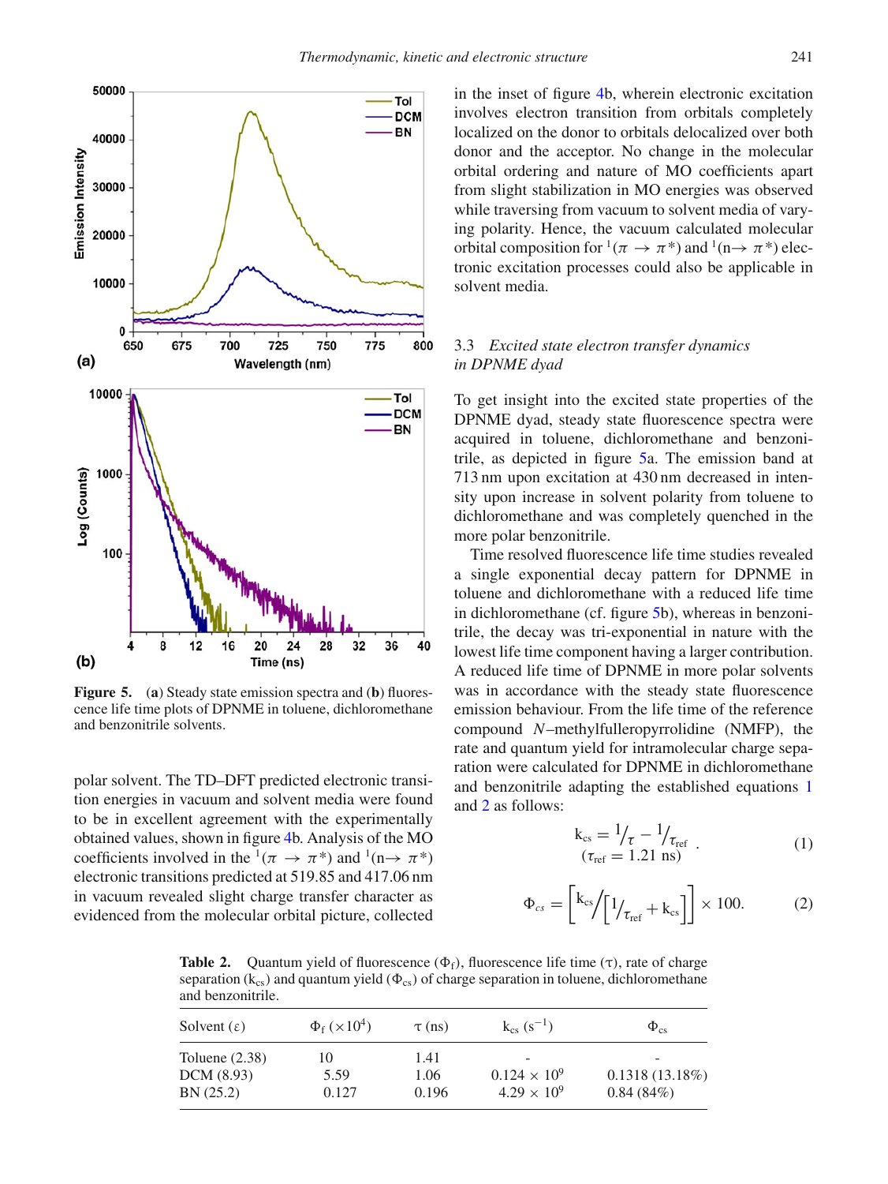**Figure 5.** (**a**) Steady state emission spectra and (**b**) fluorescence life time plots of DPNME in toluene, dichloromethane and benzonitrile solvents.

polar solvent. The TD–DFT predicted electronic transition energies in vacuum and solvent media were found to be in excellent agreement with the experimentally obtained values, shown in figure 4b. Analysis of the MO coefficients involved in the $^1(\pi \rightarrow \pi^*)$ and $^1(\text{n} \rightarrow \pi^*)$ electronic transitions predicted at 519.85 and 417.06 nm in vacuum revealed slight charge transfer character as evidenced from the molecular orbital picture, collected in the inset of figure 4b, wherein electronic excitation involves electron transition from orbitals completely localized on the donor to orbitals delocalized over both donor and the acceptor. No change in the molecular orbital ordering and nature of MO coefficients apart from slight stabilization in MO energies was observed while traversing from vacuum to solvent media of varying polarity. Hence, the vacuum calculated molecular orbital composition for $^1(\pi \rightarrow \pi^*)$ and $^1(\text{n} \rightarrow \pi^*)$ electronic excitation processes could also be applicable in solvent media.

### 3.3 *Excited state electron transfer dynamics in DPNME dyad*

To get insight into the excited state properties of the DPNME dyad, steady state fluorescence spectra were acquired in toluene, dichloromethane and benzonitrile, as depicted in figure 5a. The emission band at 713 nm upon excitation at 430 nm decreased in intensity upon increase in solvent polarity from toluene to dichloromethane and was completely quenched in the more polar benzonitrile.

Time resolved fluorescence life time studies revealed a single exponential decay pattern for DPNME in toluene and dichloromethane with a reduced life time in dichloromethane (cf. figure 5b), whereas in benzonitrile, the decay was tri-exponential in nature with the lowest life time component having a larger contribution. A reduced life time of DPNME in more polar solvents was in accordance with the steady state fluorescence emission behaviour. From the life time of the reference compound *N*–methylfulleropyrrolidine (NMFP), the rate and quantum yield for intramolecular charge separation were calculated for DPNME in dichloromethane and benzonitrile adapting the established equations 1 and 2 as follows:

$$\text{k}_{cs} = {}^{1}/_{\tau} - {}^{1}/_{\tau_{\text{ref}}} \quad (\tau_{\text{ref}} = 1.21\ \text{ns}) \qquad (1)$$

$$\Phi_{cs} = \left[\text{k}_{cs} \Big/ \left[{}^{1}/_{\tau_{\text{ref}}} + \text{k}_{cs}\right]\right] \times 100. \qquad (2)$$

**Table 2.** Quantum yield of fluorescence ($\Phi_f$), fluorescence life time ($\tau$), rate of charge separation ($k_{cs}$) and quantum yield ($\Phi_{cs}$) of charge separation in toluene, dichloromethane and benzonitrile.

| Solvent ($\varepsilon$) | $\Phi_f$ ($\times 10^4$) | $\tau$ (ns) | $k_{cs}$ ($s^{-1}$) | $\Phi_{cs}$ |
|---|---|---|---|---|
| Toluene (2.38) | 10 | 1.41 | - | - |
| DCM (8.93) | 5.59 | 1.06 | $0.124 \times 10^9$ | 0.1318 (13.18%) |
| BN (25.2) | 0.127 | 0.196 | $4.29 \times 10^9$ | 0.84 (84%) |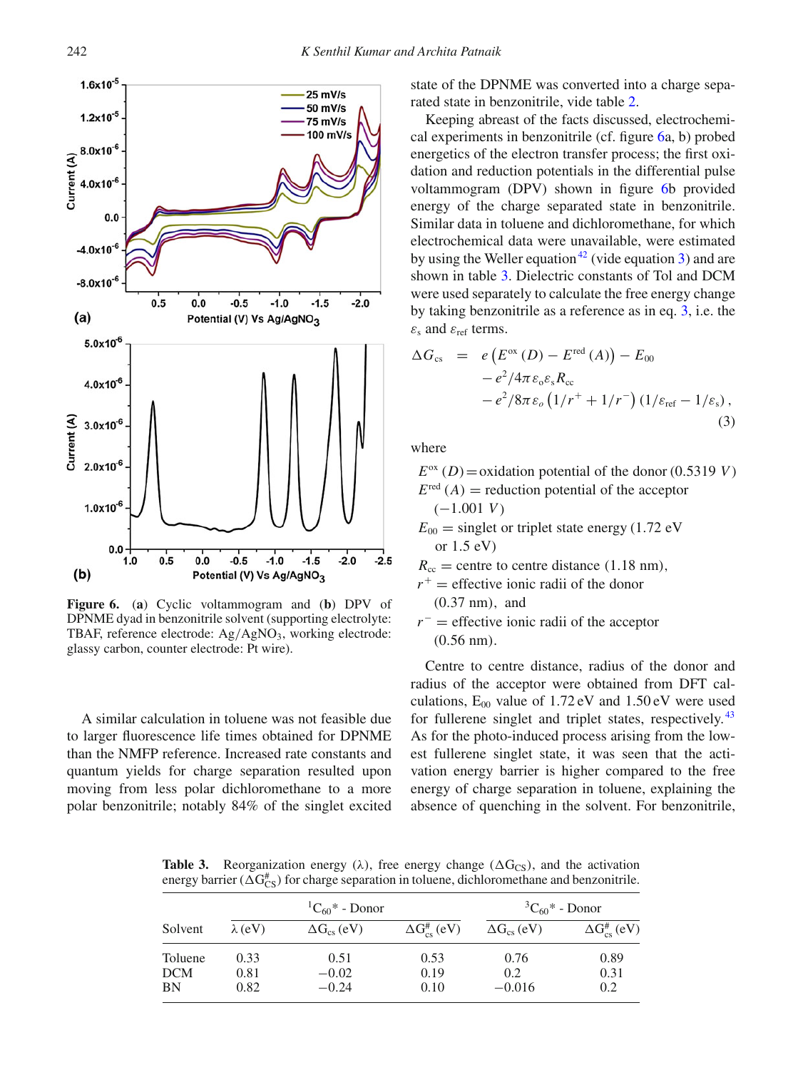**Figure 6.** (**a**) Cyclic voltammogram and (**b**) DPV of DPNME dyad in benzonitrile solvent (supporting electrolyte: TBAF, reference electrode: Ag/$AgNO_3$, working electrode: glassy carbon, counter electrode: Pt wire).

A similar calculation in toluene was not feasible due to larger fluorescence life times obtained for DPNME than the NMFP reference. Increased rate constants and quantum yields for charge separation resulted upon moving from less polar dichloromethane to a more polar benzonitrile; notably 84% of the singlet excited state of the DPNME was converted into a charge separated state in benzonitrile, vide table 2.

Keeping abreast of the facts discussed, electrochemical experiments in benzonitrile (cf. figure 6a, b) probed energetics of the electron transfer process; the first oxidation and reduction potentials in the differential pulse voltammogram (DPV) shown in figure 6b provided energy of the charge separated state in benzonitrile. Similar data in toluene and dichloromethane, for which electrochemical data were unavailable, were estimated by using the Weller equation[42] (vide equation 3) and are shown in table 3. Dielectric constants of Tol and DCM were used separately to calculate the free energy change by taking benzonitrile as a reference as in eq. 3, i.e. the $\varepsilon_s$ and $\varepsilon_{ref}$ terms.

$$\Delta G_{cs} = e\left(E^{ox}(D) - E^{red}(A)\right) - E_{00} - e^2/4\pi\varepsilon_o\varepsilon_s R_{cc} - e^2/8\pi\varepsilon_o\left(1/r^+ + 1/r^-\right)(1/\varepsilon_{ref} - 1/\varepsilon_s), \tag{3}$$

where

$E^{ox}(D)$ = oxidation potential of the donor (0.5319 $V$)
$E^{red}(A)$ = reduction potential of the acceptor (−1.001 $V$)
$E_{00}$ = singlet or triplet state energy (1.72 eV or 1.5 eV)
$R_{cc}$ = centre to centre distance (1.18 nm),
$r^+$ = effective ionic radii of the donor (0.37 nm), and
$r^-$ = effective ionic radii of the acceptor (0.56 nm).

Centre to centre distance, radius of the donor and radius of the acceptor were obtained from DFT calculations, $E_{00}$ value of 1.72 eV and 1.50 eV were used for fullerene singlet and triplet states, respectively.[43] As for the photo-induced process arising from the lowest fullerene singlet state, it was seen that the activation energy barrier is higher compared to the free energy of charge separation in toluene, explaining the absence of quenching in the solvent. For benzonitrile,

**Table 3.** Reorganization energy (λ), free energy change ($\Delta G_{CS}$), and the activation energy barrier ($\Delta G^{\#}_{CS}$) for charge separation in toluene, dichloromethane and benzonitrile.

| Solvent | λ (eV) | $^1C_{60}$* - Donor | | $^3C_{60}$* - Donor | |
|---|---|---|---|---|---|
| | | $\Delta G_{cs}$ (eV) | $\Delta G^{\#}_{cs}$ (eV) | $\Delta G_{cs}$ (eV) | $\Delta G^{\#}_{cs}$ (eV) |
| Toluene | 0.33 | 0.51 | 0.53 | 0.76 | 0.89 |
| DCM | 0.81 | −0.02 | 0.19 | 0.2 | 0.31 |
| BN | 0.82 | −0.24 | 0.10 | −0.016 | 0.2 |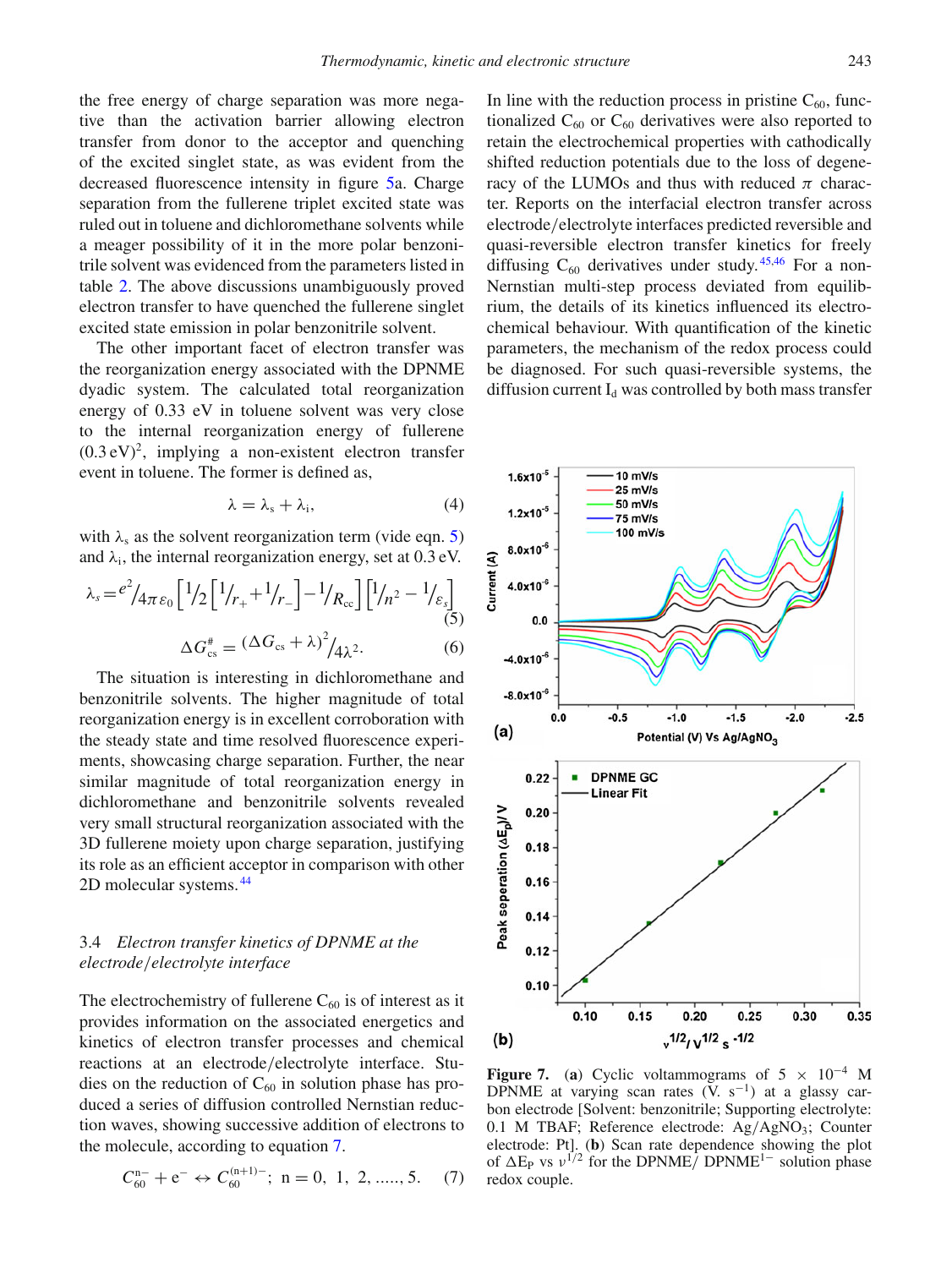the free energy of charge separation was more negative than the activation barrier allowing electron transfer from donor to the acceptor and quenching of the excited singlet state, as was evident from the decreased fluorescence intensity in figure 5a. Charge separation from the fullerene triplet excited state was ruled out in toluene and dichloromethane solvents while a meager possibility of it in the more polar benzonitrile solvent was evidenced from the parameters listed in table 2. The above discussions unambiguously proved electron transfer to have quenched the fullerene singlet excited state emission in polar benzonitrile solvent.

The other important facet of electron transfer was the reorganization energy associated with the DPNME dyadic system. The calculated total reorganization energy of 0.33 eV in toluene solvent was very close to the internal reorganization energy of fullerene $(0.3\,\text{eV})^2$, implying a non-existent electron transfer event in toluene. The former is defined as,

$$\lambda = \lambda_s + \lambda_i, \quad (4)$$

with $\lambda_s$ as the solvent reorganization term (vide eqn. 5) and $\lambda_i$, the internal reorganization energy, set at 0.3 eV.

$$\lambda_s = \frac{e^2}{4\pi\varepsilon_0}\left[\frac{1}{2}\left[\frac{1}{r_+}+\frac{1}{r_-}\right]-\frac{1}{R_{cc}}\right]\left[\frac{1}{n^2}-\frac{1}{\varepsilon_s}\right] \quad (5)$$

$$\Delta G^{\#}_{cs} = \frac{(\Delta G_{cs} + \lambda)^2}{4\lambda^2}. \quad (6)$$

The situation is interesting in dichloromethane and benzonitrile solvents. The higher magnitude of total reorganization energy is in excellent corroboration with the steady state and time resolved fluorescence experiments, showcasing charge separation. Further, the near similar magnitude of total reorganization energy in dichloromethane and benzonitrile solvents revealed very small structural reorganization associated with the 3D fullerene moiety upon charge separation, justifying its role as an efficient acceptor in comparison with other 2D molecular systems.[44]

### 3.4 *Electron transfer kinetics of DPNME at the electrode/electrolyte interface*

The electrochemistry of fullerene $C_{60}$ is of interest as it provides information on the associated energetics and kinetics of electron transfer processes and chemical reactions at an electrode/electrolyte interface. Studies on the reduction of $C_{60}$ in solution phase has produced a series of diffusion controlled Nernstian reduction waves, showing successive addition of electrons to the molecule, according to equation 7.

$$C_{60}^{n-} + e^- \leftrightarrow C_{60}^{(n+1)-};\ n = 0,\ 1,\ 2, \ldots\ldots, 5. \quad (7)$$

In line with the reduction process in pristine $C_{60}$, functionalized $C_{60}$ or $C_{60}$ derivatives were also reported to retain the electrochemical properties with cathodically shifted reduction potentials due to the loss of degeneracy of the LUMOs and thus with reduced $\pi$ character. Reports on the interfacial electron transfer across electrode/electrolyte interfaces predicted reversible and quasi-reversible electron transfer kinetics for freely diffusing $C_{60}$ derivatives under study.[45,46] For a non-Nernstian multi-step process deviated from equilibrium, the details of its kinetics influenced its electrochemical behaviour. With quantification of the kinetic parameters, the mechanism of the redox process could be diagnosed. For such quasi-reversible systems, the diffusion current $I_d$ was controlled by both mass transfer

**Figure 7.** (**a**) Cyclic voltammograms of $5 \times 10^{-4}$ M DPNME at varying scan rates (V. $s^{-1}$) at a glassy carbon electrode [Solvent: benzonitrile; Supporting electrolyte: 0.1 M TBAF; Reference electrode: $Ag/AgNO_3$; Counter electrode: Pt]. (**b**) Scan rate dependence showing the plot of $\Delta E_P$ vs $\upsilon^{1/2}$ for the DPNME/ DPNME$^{1-}$ solution phase redox couple.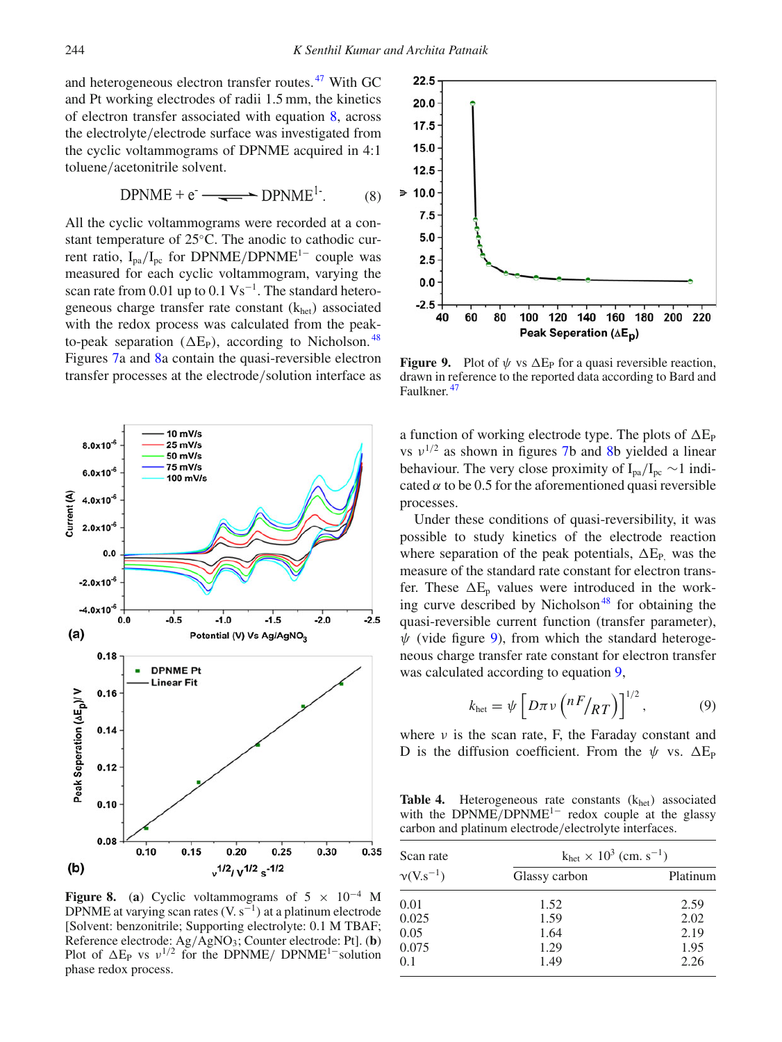and heterogeneous electron transfer routes.[47] With GC and Pt working electrodes of radii 1.5 mm, the kinetics of electron transfer associated with equation 8, across the electrolyte/electrode surface was investigated from the cyclic voltammograms of DPNME acquired in 4:1 toluene/acetonitrile solvent.

$$\text{DPNME} + e^- \rightleftharpoons \text{DPNME}^{1-}. \tag{8}$$

All the cyclic voltammograms were recorded at a constant temperature of 25°C. The anodic to cathodic current ratio, $I_{pa}/I_{pc}$ for DPNME/DPNME$^{1-}$ couple was measured for each cyclic voltammogram, varying the scan rate from 0.01 up to 0.1 $Vs^{-1}$. The standard heterogeneous charge transfer rate constant ($k_{het}$) associated with the redox process was calculated from the peak-to-peak separation ($\Delta E_P$), according to Nicholson.[48] Figures 7a and 8a contain the quasi-reversible electron transfer processes at the electrode/solution interface as a function of working electrode type. The plots of $\Delta E_P$ vs $\nu^{1/2}$ as shown in figures 7b and 8b yielded a linear behaviour. The very close proximity of $I_{pa}/I_{pc}$ ~1 indicated $\alpha$ to be 0.5 for the aforementioned quasi reversible processes.

Under these conditions of quasi-reversibility, it was possible to study kinetics of the electrode reaction where separation of the peak potentials, $\Delta E_P$, was the measure of the standard rate constant for electron transfer. These $\Delta E_p$ values were introduced in the working curve described by Nicholson[48] for obtaining the quasi-reversible current function (transfer parameter), $\psi$ (vide figure 9), from which the standard heterogeneous charge transfer rate constant for electron transfer was calculated according to equation 9,

$$k_{het} = \psi \left[ D\pi\nu \left( {}^{nF}/_{RT} \right) \right]^{1/2}, \tag{9}$$

where $\nu$ is the scan rate, F, the Faraday constant and D is the diffusion coefficient. From the $\psi$ vs. $\Delta E_P$

**Figure 9.** Plot of $\psi$ vs $\Delta E_P$ for a quasi reversible reaction, drawn in reference to the reported data according to Bard and Faulkner.[47]

**Figure 8.** (**a**) Cyclic voltammograms of 5 × $10^{-4}$ M DPNME at varying scan rates (V. $s^{-1}$) at a platinum electrode [Solvent: benzonitrile; Supporting electrolyte: 0.1 M TBAF; Reference electrode: Ag/$AgNO_3$; Counter electrode: Pt]. (**b**) Plot of $\Delta E_P$ vs $\nu^{1/2}$ for the DPNME/ DPNME$^{1-}$solution phase redox process.

**Table 4.** Heterogeneous rate constants ($k_{het}$) associated with the DPNME/DPNME$^{1-}$ redox couple at the glassy carbon and platinum electrode/electrolyte interfaces.

| Scan rate $\nu$(V.s$^{-1}$) | $k_{het} \times 10^3$ (cm. s$^{-1}$) Glassy carbon | Platinum |
|---|---|---|
| 0.01 | 1.52 | 2.59 |
| 0.025 | 1.59 | 2.02 |
| 0.05 | 1.64 | 2.19 |
| 0.075 | 1.29 | 1.95 |
| 0.1 | 1.49 | 2.26 |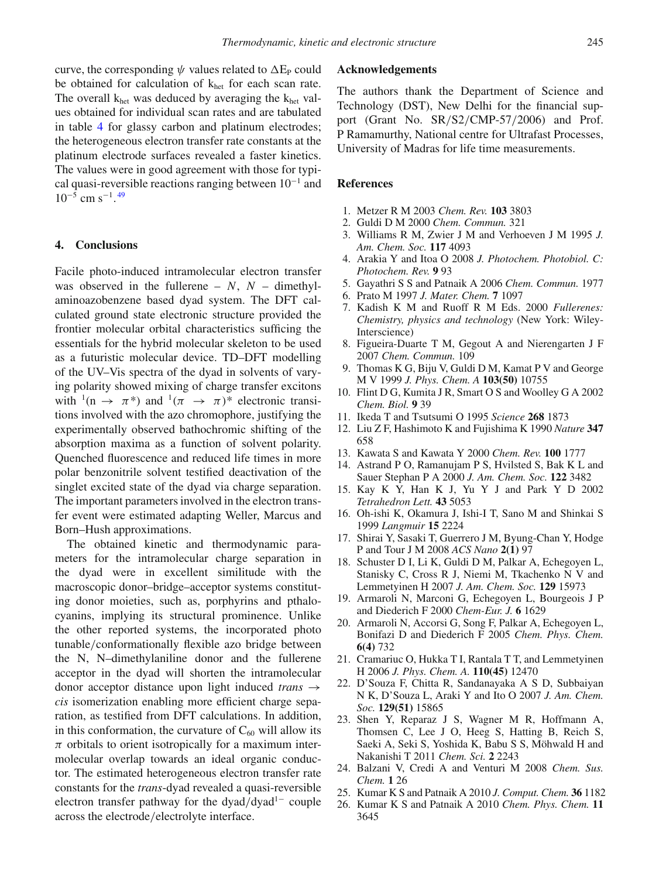curve, the corresponding $\psi$ values related to $\Delta E_P$ could be obtained for calculation of $k_{het}$ for each scan rate. The overall $k_{het}$ was deduced by averaging the $k_{het}$ values obtained for individual scan rates and are tabulated in table 4 for glassy carbon and platinum electrodes; the heterogeneous electron transfer rate constants at the platinum electrode surfaces revealed a faster kinetics. The values were in good agreement with those for typical quasi-reversible reactions ranging between $10^{-1}$ and $10^{-5}$ cm s$^{-1}$.[49]

## 4. Conclusions

Facile photo-induced intramolecular electron transfer was observed in the fullerene – *N*, *N* – dimethylaminoazobenzene based dyad system. The DFT calculated ground state electronic structure provided the frontier molecular orbital characteristics sufficing the essentials for the hybrid molecular skeleton to be used as a futuristic molecular device. TD–DFT modelling of the UV–Vis spectra of the dyad in solvents of varying polarity showed mixing of charge transfer excitons with $^1(n \rightarrow \pi^*)$ and $^1(\pi \rightarrow \pi)^*$ electronic transitions involved with the azo chromophore, justifying the experimentally observed bathochromic shifting of the absorption maxima as a function of solvent polarity. Quenched fluorescence and reduced life times in more polar benzonitrile solvent testified deactivation of the singlet excited state of the dyad via charge separation. The important parameters involved in the electron transfer event were estimated adapting Weller, Marcus and Born–Hush approximations.

The obtained kinetic and thermodynamic parameters for the intramolecular charge separation in the dyad were in excellent similitude with the macroscopic donor–bridge–acceptor systems constituting donor moieties, such as, porphyrins and pthalocyanins, implying its structural prominence. Unlike the other reported systems, the incorporated photo tunable/conformationally flexible azo bridge between the N, N–dimethylaniline donor and the fullerene acceptor in the dyad will shorten the intramolecular donor acceptor distance upon light induced *trans* → *cis* isomerization enabling more efficient charge separation, as testified from DFT calculations. In addition, in this conformation, the curvature of $C_{60}$ will allow its $\pi$ orbitals to orient isotropically for a maximum intermolecular overlap towards an ideal organic conductor. The estimated heterogeneous electron transfer rate constants for the *trans*-dyad revealed a quasi-reversible electron transfer pathway for the dyad/dyad$^{1-}$ couple across the electrode/electrolyte interface.

## Acknowledgements

The authors thank the Department of Science and Technology (DST), New Delhi for the financial support (Grant No. SR/S2/CMP-57/2006) and Prof. P Ramamurthy, National centre for Ultrafast Processes, University of Madras for life time measurements.

## References

1. Metzer R M 2003 *Chem. Rev.* **103** 3803
2. Guldi D M 2000 *Chem. Commun.* 321
3. Williams R M, Zwier J M and Verhoeven J M 1995 *J. Am. Chem. Soc.* **117** 4093
4. Arakia Y and Itoa O 2008 *J. Photochem. Photobiol. C: Photochem. Rev.* **9** 93
5. Gayathri S S and Patnaik A 2006 *Chem. Commun.* 1977
6. Prato M 1997 *J. Mater. Chem.* **7** 1097
7. Kadish K M and Ruoff R M Eds. 2000 *Fullerenes: Chemistry, physics and technology* (New York: Wiley-Interscience)
8. Figueira-Duarte T M, Gegout A and Nierengarten J F 2007 *Chem. Commun.* 109
9. Thomas K G, Biju V, Guldi D M, Kamat P V and George M V 1999 *J. Phys. Chem. A* **103(50)** 10755
10. Flint D G, Kumita J R, Smart O S and Woolley G A 2002 *Chem. Biol.* **9** 39
11. Ikeda T and Tsutsumi O 1995 *Science* **268** 1873
12. Liu Z F, Hashimoto K and Fujishima K 1990 *Nature* **347** 658
13. Kawata S and Kawata Y 2000 *Chem. Rev.* **100** 1777
14. Astrand P O, Ramanujam P S, Hvilsted S, Bak K L and Sauer Stephan P A 2000 *J. Am. Chem. Soc.* **122** 3482
15. Kay K Y, Han K J, Yu Y J and Park Y D 2002 *Tetrahedron Lett.* **43** 5053
16. Oh-ishi K, Okamura J, Ishi-I T, Sano M and Shinkai S 1999 *Langmuir* **15** 2224
17. Shirai Y, Sasaki T, Guerrero J M, Byung-Chan Y, Hodge P and Tour J M 2008 *ACS Nano* **2(1)** 97
18. Schuster D I, Li K, Guldi D M, Palkar A, Echegoyen L, Stanisky C, Cross R J, Niemi M, Tkachenko N V and Lemmetyinen H 2007 *J. Am. Chem. Soc.* **129** 15973
19. Armaroli N, Marconi G, Echegoyen L, Bourgeois J P and Diederich F 2000 *Chem-Eur. J.* **6** 1629
20. Armaroli N, Accorsi G, Song F, Palkar A, Echegoyen L, Bonifazi D and Diederich F 2005 *Chem. Phys. Chem.* **6(4)** 732
21. Cramariuc O, Hukka T I, Rantala T T, and Lemmetyinen H 2006 *J. Phys. Chem. A.* **110(45)** 12470
22. D'Souza F, Chitta R, Sandanayaka A S D, Subbaiyan N K, D'Souza L, Araki Y and Ito O 2007 *J. Am. Chem. Soc.* **129(51)** 15865
23. Shen Y, Reparaz J S, Wagner M R, Hoffmann A, Thomsen C, Lee J O, Heeg S, Hatting B, Reich S, Saeki A, Seki S, Yoshida K, Babu S S, Möhwald H and Nakanishi T 2011 *Chem. Sci.* **2** 2243
24. Balzani V, Credi A and Venturi M 2008 *Chem. Sus. Chem.* **1** 26
25. Kumar K S and Patnaik A 2010 *J. Comput. Chem.* **36** 1182
26. Kumar K S and Patnaik A 2010 *Chem. Phys. Chem.* **11** 3645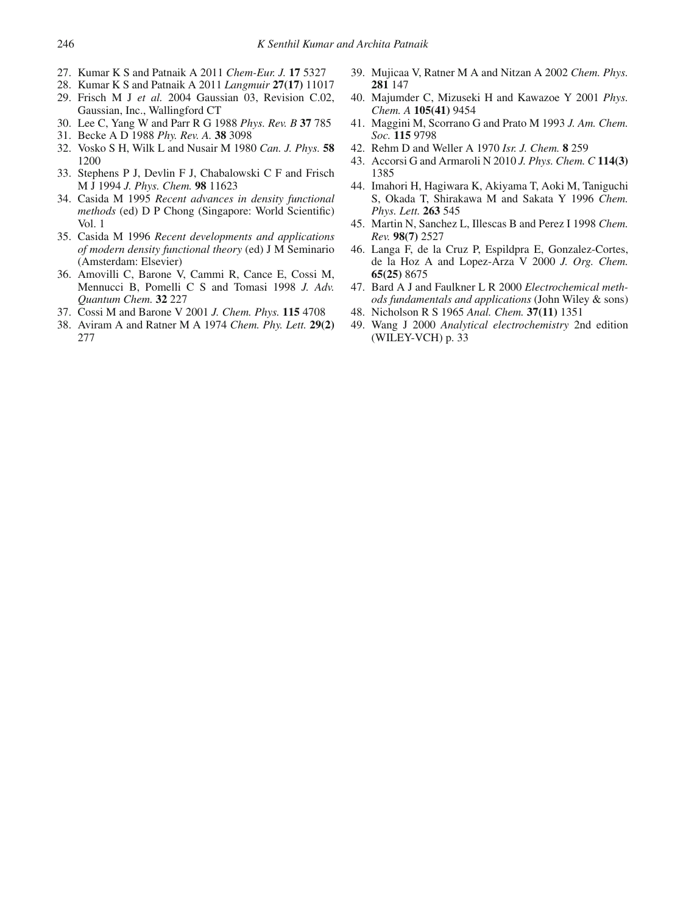27. Kumar K S and Patnaik A 2011 *Chem-Eur. J.* **17** 5327
28. Kumar K S and Patnaik A 2011 *Langmuir* **27(17)** 11017
29. Frisch M J *et al.* 2004 Gaussian 03, Revision C.02, Gaussian, Inc., Wallingford CT
30. Lee C, Yang W and Parr R G 1988 *Phys. Rev. B* **37** 785
31. Becke A D 1988 *Phy. Rev. A.* **38** 3098
32. Vosko S H, Wilk L and Nusair M 1980 *Can. J. Phys.* **58** 1200
33. Stephens P J, Devlin F J, Chabalowski C F and Frisch M J 1994 *J. Phys. Chem.* **98** 11623
34. Casida M 1995 *Recent advances in density functional methods* (ed) D P Chong (Singapore: World Scientific) Vol. 1
35. Casida M 1996 *Recent developments and applications of modern density functional theory* (ed) J M Seminario (Amsterdam: Elsevier)
36. Amovilli C, Barone V, Cammi R, Cance E, Cossi M, Mennucci B, Pomelli C S and Tomasi 1998 *J. Adv. Quantum Chem.* **32** 227
37. Cossi M and Barone V 2001 *J. Chem. Phys.* **115** 4708
38. Aviram A and Ratner M A 1974 *Chem. Phy. Lett.* **29(2)** 277
39. Mujicaa V, Ratner M A and Nitzan A 2002 *Chem. Phys.* **281** 147
40. Majumder C, Mizuseki H and Kawazoe Y 2001 *Phys. Chem. A* **105(41)** 9454
41. Maggini M, Scorrano G and Prato M 1993 *J. Am. Chem. Soc.* **115** 9798
42. Rehm D and Weller A 1970 *Isr. J. Chem.* **8** 259
43. Accorsi G and Armaroli N 2010 *J. Phys. Chem. C* **114(3)** 1385
44. Imahori H, Hagiwara K, Akiyama T, Aoki M, Taniguchi S, Okada T, Shirakawa M and Sakata Y 1996 *Chem. Phys. Lett.* **263** 545
45. Martin N, Sanchez L, Illescas B and Perez I 1998 *Chem. Rev.* **98(7)** 2527
46. Langa F, de la Cruz P, Espildpra E, Gonzalez-Cortes, de la Hoz A and Lopez-Arza V 2000 *J. Org. Chem.* **65(25)** 8675
47. Bard A J and Faulkner L R 2000 *Electrochemical methods fundamentals and applications* (John Wiley & sons)
48. Nicholson R S 1965 *Anal. Chem.* **37(11)** 1351
49. Wang J 2000 *Analytical electrochemistry* 2nd edition (WILEY-VCH) p. 33